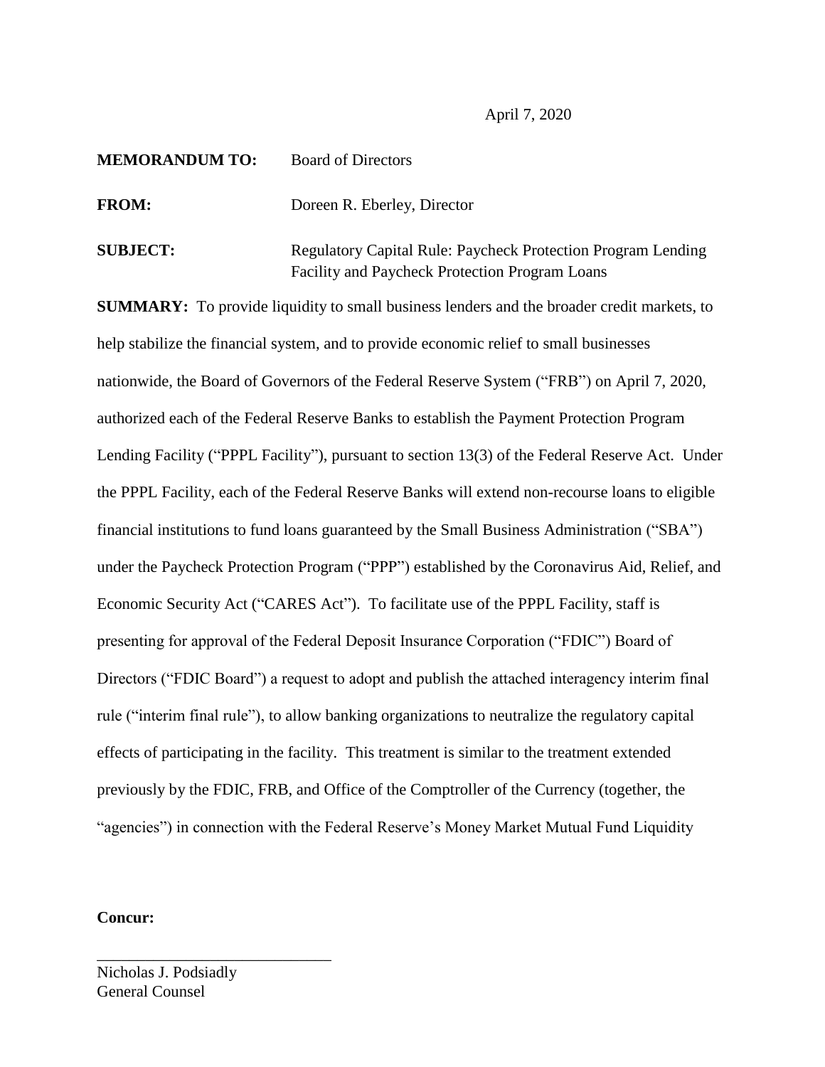April 7, 2020

**MEMORANDUM TO:** Board of Directors

**FROM:** Doreen R. Eberley, Director

**SUBJECT:** Regulatory Capital Rule: Paycheck Protection Program Lending Facility and Paycheck Protection Program Loans

**SUMMARY:** To provide liquidity to small business lenders and the broader credit markets, to help stabilize the financial system, and to provide economic relief to small businesses nationwide, the Board of Governors of the Federal Reserve System ("FRB") on April 7, 2020, authorized each of the Federal Reserve Banks to establish the Payment Protection Program Lending Facility ("PPPL Facility"), pursuant to section 13(3) of the Federal Reserve Act. Under the PPPL Facility, each of the Federal Reserve Banks will extend non-recourse loans to eligible financial institutions to fund loans guaranteed by the Small Business Administration ("SBA") under the Paycheck Protection Program ("PPP") established by the Coronavirus Aid, Relief, and Economic Security Act ("CARES Act"). To facilitate use of the PPPL Facility, staff is presenting for approval of the Federal Deposit Insurance Corporation ("FDIC") Board of Directors ("FDIC Board") a request to adopt and publish the attached interagency interim final rule ("interim final rule"), to allow banking organizations to neutralize the regulatory capital effects of participating in the facility. This treatment is similar to the treatment extended previously by the FDIC, FRB, and Office of the Comptroller of the Currency (together, the "agencies") in connection with the Federal Reserve's Money Market Mutual Fund Liquidity

**Concur:**

\_\_\_\_\_\_\_\_\_\_\_\_\_\_\_\_\_\_\_\_\_\_\_\_\_\_\_\_\_\_

Nicholas J. Podsiadly
General Counsel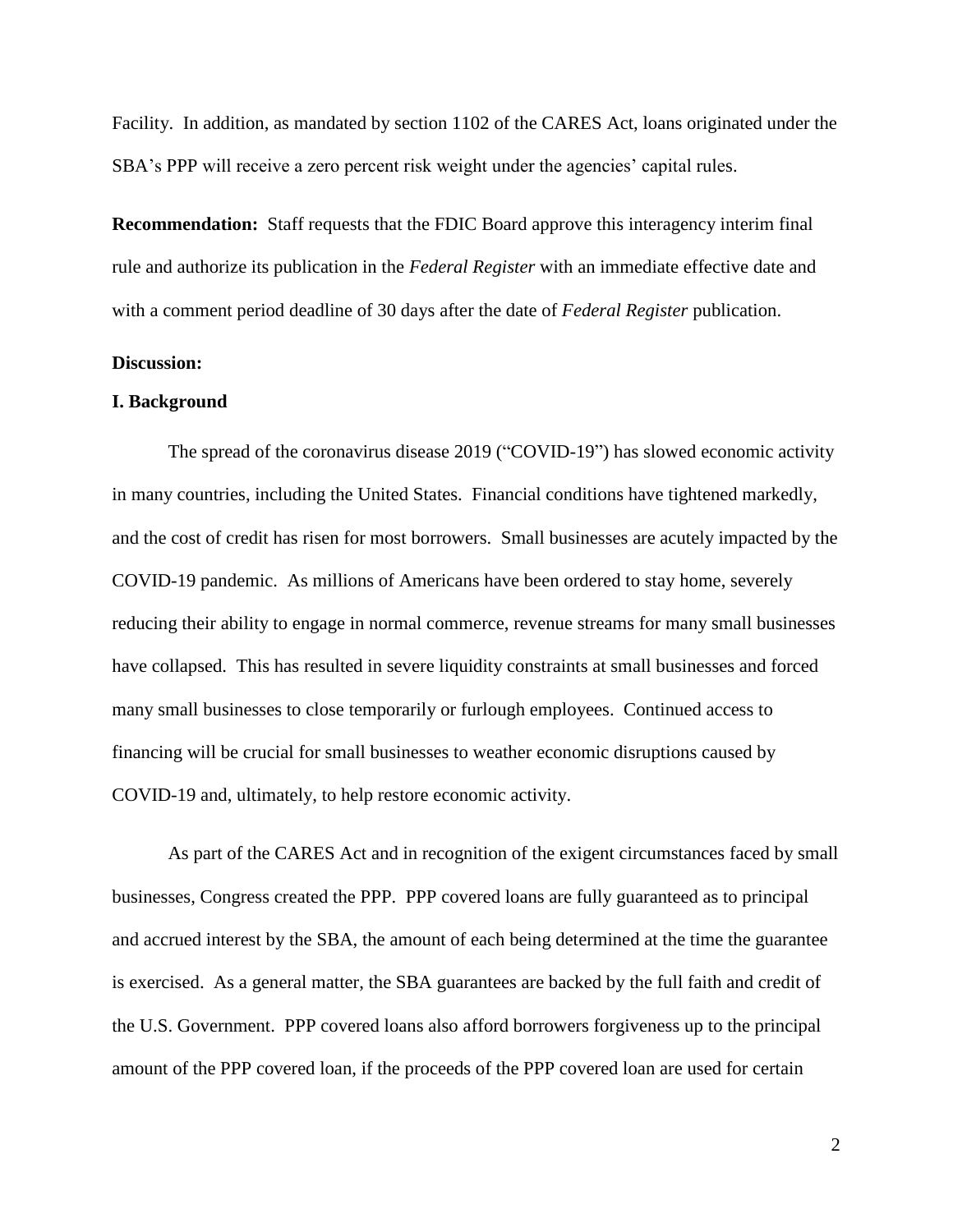Facility. In addition, as mandated by section 1102 of the CARES Act, loans originated under the SBA's PPP will receive a zero percent risk weight under the agencies' capital rules.

**Recommendation:** Staff requests that the FDIC Board approve this interagency interim final rule and authorize its publication in the *Federal Register* with an immediate effective date and with a comment period deadline of 30 days after the date of *Federal Register* publication.

**Discussion:**

**I. Background**

The spread of the coronavirus disease 2019 ("COVID-19") has slowed economic activity in many countries, including the United States. Financial conditions have tightened markedly, and the cost of credit has risen for most borrowers. Small businesses are acutely impacted by the COVID-19 pandemic. As millions of Americans have been ordered to stay home, severely reducing their ability to engage in normal commerce, revenue streams for many small businesses have collapsed. This has resulted in severe liquidity constraints at small businesses and forced many small businesses to close temporarily or furlough employees. Continued access to financing will be crucial for small businesses to weather economic disruptions caused by COVID-19 and, ultimately, to help restore economic activity.

As part of the CARES Act and in recognition of the exigent circumstances faced by small businesses, Congress created the PPP. PPP covered loans are fully guaranteed as to principal and accrued interest by the SBA, the amount of each being determined at the time the guarantee is exercised. As a general matter, the SBA guarantees are backed by the full faith and credit of the U.S. Government. PPP covered loans also afford borrowers forgiveness up to the principal amount of the PPP covered loan, if the proceeds of the PPP covered loan are used for certain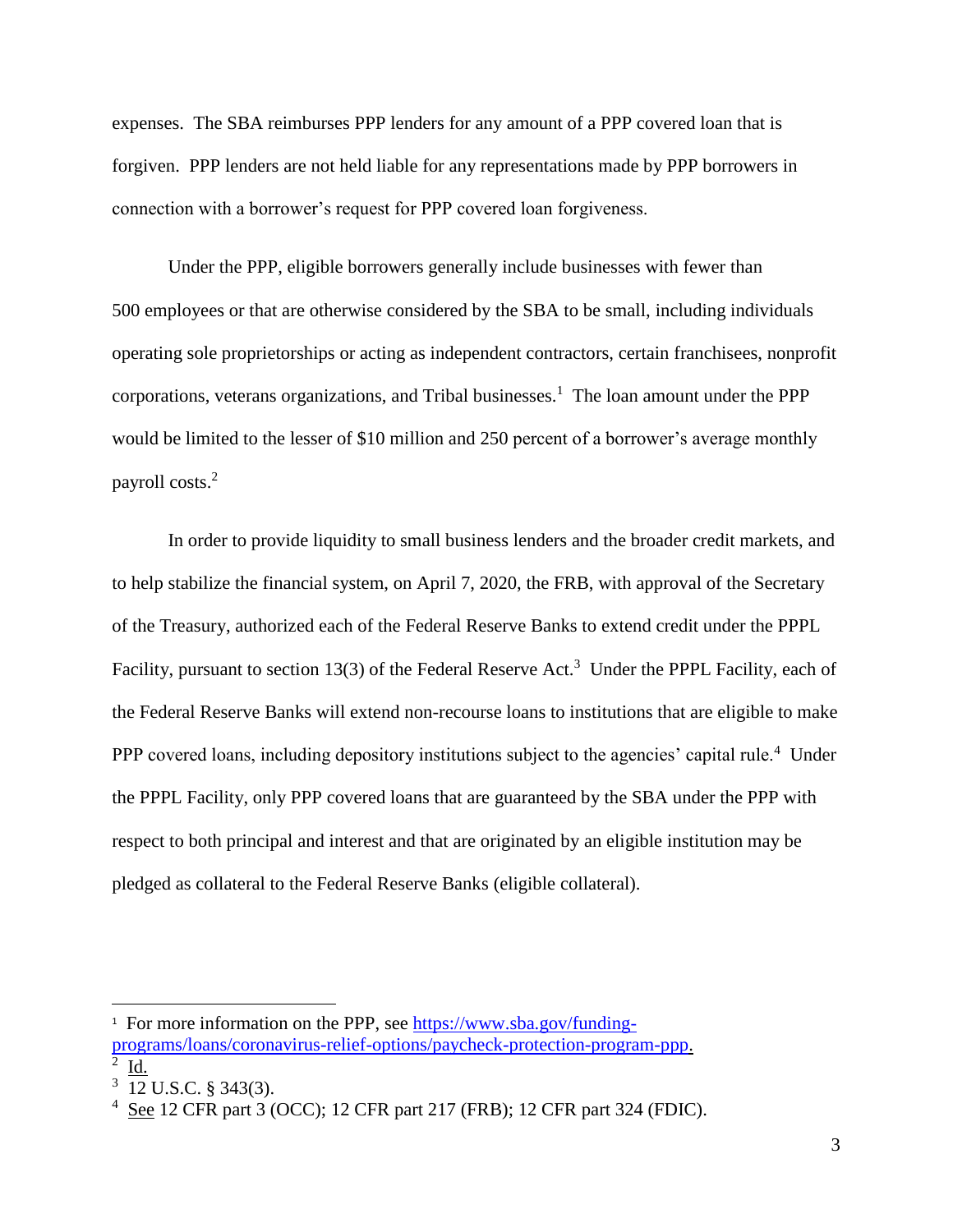expenses. The SBA reimburses PPP lenders for any amount of a PPP covered loan that is forgiven. PPP lenders are not held liable for any representations made by PPP borrowers in connection with a borrower's request for PPP covered loan forgiveness.

Under the PPP, eligible borrowers generally include businesses with fewer than 500 employees or that are otherwise considered by the SBA to be small, including individuals operating sole proprietorships or acting as independent contractors, certain franchisees, nonprofit corporations, veterans organizations, and Tribal businesses.[1] The loan amount under the PPP would be limited to the lesser of $10 million and 250 percent of a borrower's average monthly payroll costs.[2]

In order to provide liquidity to small business lenders and the broader credit markets, and to help stabilize the financial system, on April 7, 2020, the FRB, with approval of the Secretary of the Treasury, authorized each of the Federal Reserve Banks to extend credit under the PPPL Facility, pursuant to section 13(3) of the Federal Reserve Act.[3] Under the PPPL Facility, each of the Federal Reserve Banks will extend non-recourse loans to institutions that are eligible to make PPP covered loans, including depository institutions subject to the agencies' capital rule.[4] Under the PPPL Facility, only PPP covered loans that are guaranteed by the SBA under the PPP with respect to both principal and interest and that are originated by an eligible institution may be pledged as collateral to the Federal Reserve Banks (eligible collateral).

---

[1] For more information on the PPP, see [https://www.sba.gov/funding-programs/loans/coronavirus-relief-options/paycheck-protection-program-ppp](https://www.sba.gov/funding-programs/loans/coronavirus-relief-options/paycheck-protection-program-ppp).

[2] Id.

[3] 12 U.S.C. § 343(3).

[4] See 12 CFR part 3 (OCC); 12 CFR part 217 (FRB); 12 CFR part 324 (FDIC).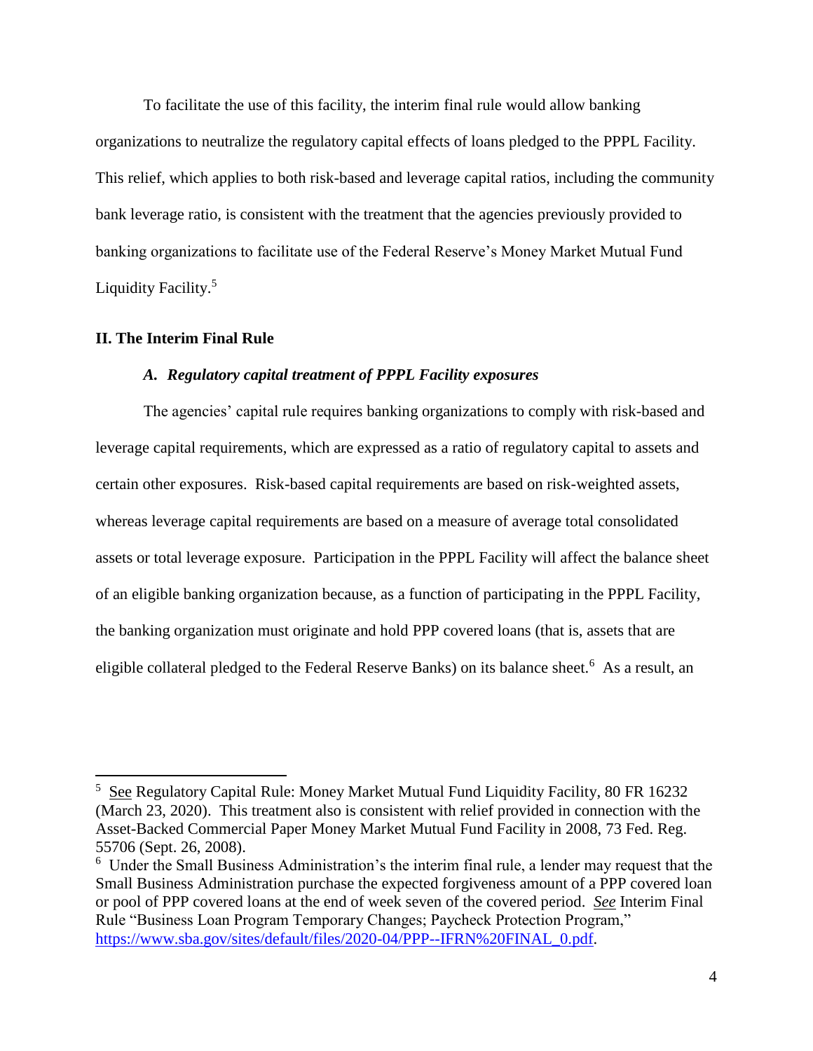To facilitate the use of this facility, the interim final rule would allow banking organizations to neutralize the regulatory capital effects of loans pledged to the PPPL Facility. This relief, which applies to both risk-based and leverage capital ratios, including the community bank leverage ratio, is consistent with the treatment that the agencies previously provided to banking organizations to facilitate use of the Federal Reserve's Money Market Mutual Fund Liquidity Facility.[5]

## II. The Interim Final Rule

### *A. Regulatory capital treatment of PPPL Facility exposures*

The agencies' capital rule requires banking organizations to comply with risk-based and leverage capital requirements, which are expressed as a ratio of regulatory capital to assets and certain other exposures. Risk-based capital requirements are based on risk-weighted assets, whereas leverage capital requirements are based on a measure of average total consolidated assets or total leverage exposure. Participation in the PPPL Facility will affect the balance sheet of an eligible banking organization because, as a function of participating in the PPPL Facility, the banking organization must originate and hold PPP covered loans (that is, assets that are eligible collateral pledged to the Federal Reserve Banks) on its balance sheet.[6] As a result, an

---

[5] See Regulatory Capital Rule: Money Market Mutual Fund Liquidity Facility, 80 FR 16232 (March 23, 2020). This treatment also is consistent with relief provided in connection with the Asset-Backed Commercial Paper Money Market Mutual Fund Facility in 2008, 73 Fed. Reg. 55706 (Sept. 26, 2008).

[6] Under the Small Business Administration's the interim final rule, a lender may request that the Small Business Administration purchase the expected forgiveness amount of a PPP covered loan or pool of PPP covered loans at the end of week seven of the covered period. *See* Interim Final Rule "Business Loan Program Temporary Changes; Paycheck Protection Program," https://www.sba.gov/sites/default/files/2020-04/PPP--IFRN%20FINAL_0.pdf.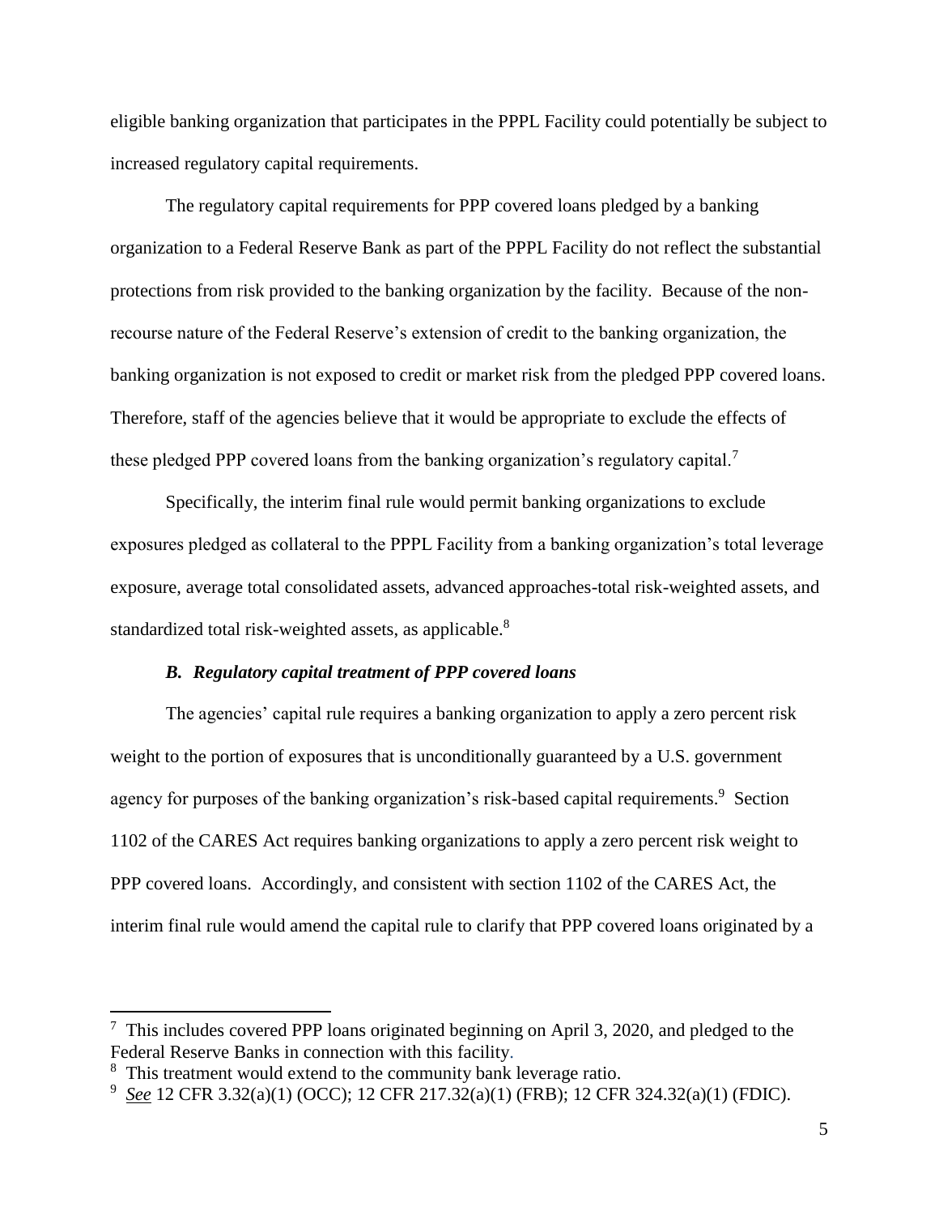eligible banking organization that participates in the PPPL Facility could potentially be subject to increased regulatory capital requirements.

The regulatory capital requirements for PPP covered loans pledged by a banking organization to a Federal Reserve Bank as part of the PPPL Facility do not reflect the substantial protections from risk provided to the banking organization by the facility. Because of the non-recourse nature of the Federal Reserve's extension of credit to the banking organization, the banking organization is not exposed to credit or market risk from the pledged PPP covered loans. Therefore, staff of the agencies believe that it would be appropriate to exclude the effects of these pledged PPP covered loans from the banking organization's regulatory capital.[7]

Specifically, the interim final rule would permit banking organizations to exclude exposures pledged as collateral to the PPPL Facility from a banking organization's total leverage exposure, average total consolidated assets, advanced approaches-total risk-weighted assets, and standardized total risk-weighted assets, as applicable.[8]

### *B. Regulatory capital treatment of PPP covered loans*

The agencies' capital rule requires a banking organization to apply a zero percent risk weight to the portion of exposures that is unconditionally guaranteed by a U.S. government agency for purposes of the banking organization's risk-based capital requirements.[9] Section 1102 of the CARES Act requires banking organizations to apply a zero percent risk weight to PPP covered loans. Accordingly, and consistent with section 1102 of the CARES Act, the interim final rule would amend the capital rule to clarify that PPP covered loans originated by a

---

[7] This includes covered PPP loans originated beginning on April 3, 2020, and pledged to the Federal Reserve Banks in connection with this facility.

[8] This treatment would extend to the community bank leverage ratio.

[9] *See* 12 CFR 3.32(a)(1) (OCC); 12 CFR 217.32(a)(1) (FRB); 12 CFR 324.32(a)(1) (FDIC).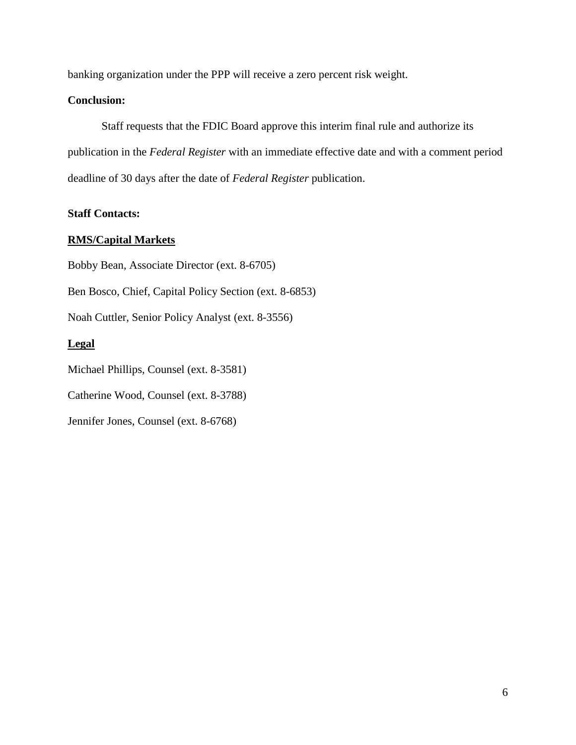banking organization under the PPP will receive a zero percent risk weight.

**Conclusion:**

Staff requests that the FDIC Board approve this interim final rule and authorize its publication in the *Federal Register* with an immediate effective date and with a comment period deadline of 30 days after the date of *Federal Register* publication.

**Staff Contacts:**

**RMS/Capital Markets**

Bobby Bean, Associate Director (ext. 8-6705)

Ben Bosco, Chief, Capital Policy Section (ext. 8-6853)

Noah Cuttler, Senior Policy Analyst (ext. 8-3556)

**Legal**

Michael Phillips, Counsel (ext. 8-3581)

Catherine Wood, Counsel (ext. 8-3788)

Jennifer Jones, Counsel (ext. 8-6768)